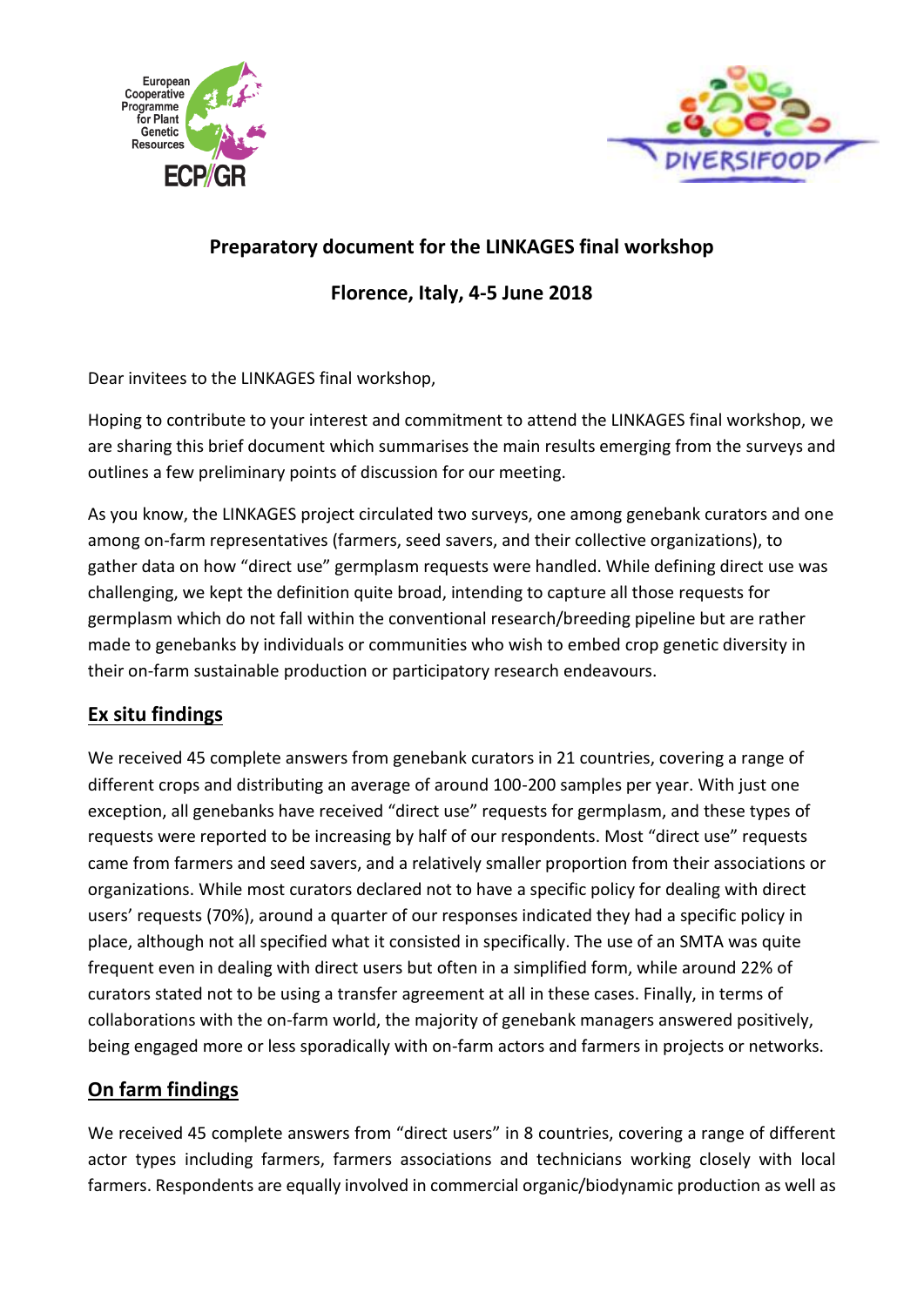# Preparatory document for the LINKAGES final workshop

## Florence, Italy, 4-5 June 2018

Dear invitees to the LINKAGES final workshop,

Hoping to contribute to your interest and commitment to attend the LINKAGES final workshop, we are sharing this brief document which summarises the main results emerging from the surveys and outlines a few preliminary points of discussion for our meeting.

As you know, the LINKAGES project circulated two surveys, one among genebank curators and one among on-farm representatives (farmers, seed savers, and their collective organizations), to gather data on how "direct use" germplasm requests were handled. While defining direct use was challenging, we kept the definition quite broad, intending to capture all those requests for germplasm which do not fall within the conventional research/breeding pipeline but are rather made to genebanks by individuals or communities who wish to embed crop genetic diversity in their on-farm sustainable production or participatory research endeavours.

## Ex situ findings

We received 45 complete answers from genebank curators in 21 countries, covering a range of different crops and distributing an average of around 100-200 samples per year. With just one exception, all genebanks have received "direct use" requests for germplasm, and these types of requests were reported to be increasing by half of our respondents. Most "direct use" requests came from farmers and seed savers, and a relatively smaller proportion from their associations or organizations. While most curators declared not to have a specific policy for dealing with direct users' requests (70%), around a quarter of our responses indicated they had a specific policy in place, although not all specified what it consisted in specifically. The use of an SMTA was quite frequent even in dealing with direct users but often in a simplified form, while around 22% of curators stated not to be using a transfer agreement at all in these cases. Finally, in terms of collaborations with the on-farm world, the majority of genebank managers answered positively, being engaged more or less sporadically with on-farm actors and farmers in projects or networks.

## On farm findings

We received 45 complete answers from "direct users" in 8 countries, covering a range of different actor types including farmers, farmers associations and technicians working closely with local farmers. Respondents are equally involved in commercial organic/biodynamic production as well as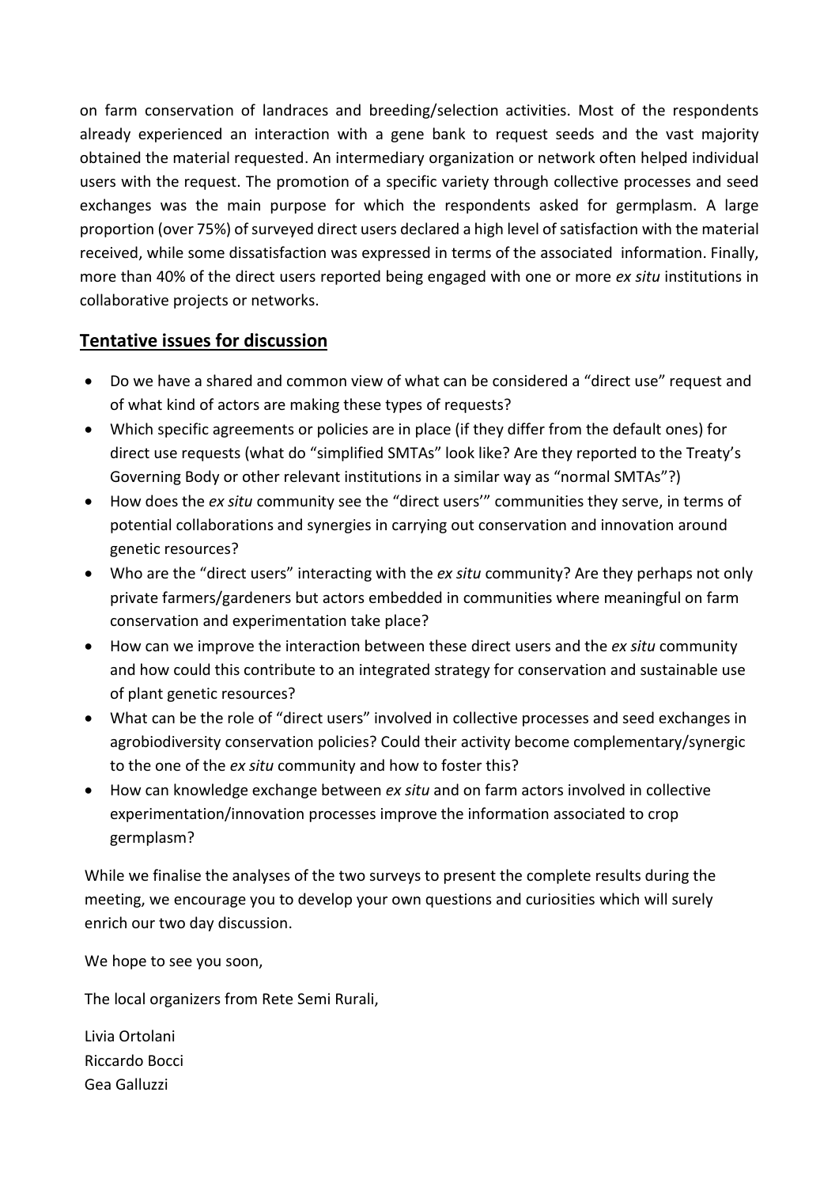on farm conservation of landraces and breeding/selection activities. Most of the respondents already experienced an interaction with a gene bank to request seeds and the vast majority obtained the material requested. An intermediary organization or network often helped individual users with the request. The promotion of a specific variety through collective processes and seed exchanges was the main purpose for which the respondents asked for germplasm. A large proportion (over 75%) of surveyed direct users declared a high level of satisfaction with the material received, while some dissatisfaction was expressed in terms of the associated information. Finally, more than 40% of the direct users reported being engaged with one or more *ex situ* institutions in collaborative projects or networks.

## Tentative issues for discussion

- Do we have a shared and common view of what can be considered a "direct use" request and of what kind of actors are making these types of requests?
- Which specific agreements or policies are in place (if they differ from the default ones) for direct use requests (what do "simplified SMTAs" look like? Are they reported to the Treaty's Governing Body or other relevant institutions in a similar way as "normal SMTAs"?)
- How does the *ex situ* community see the "direct users'" communities they serve, in terms of potential collaborations and synergies in carrying out conservation and innovation around genetic resources?
- Who are the "direct users" interacting with the *ex situ* community? Are they perhaps not only private farmers/gardeners but actors embedded in communities where meaningful on farm conservation and experimentation take place?
- How can we improve the interaction between these direct users and the *ex situ* community and how could this contribute to an integrated strategy for conservation and sustainable use of plant genetic resources?
- What can be the role of "direct users" involved in collective processes and seed exchanges in agrobiodiversity conservation policies? Could their activity become complementary/synergic to the one of the *ex situ* community and how to foster this?
- How can knowledge exchange between *ex situ* and on farm actors involved in collective experimentation/innovation processes improve the information associated to crop germplasm?

While we finalise the analyses of the two surveys to present the complete results during the meeting, we encourage you to develop your own questions and curiosities which will surely enrich our two day discussion.

We hope to see you soon,

The local organizers from Rete Semi Rurali,

Livia Ortolani
Riccardo Bocci
Gea Galluzzi